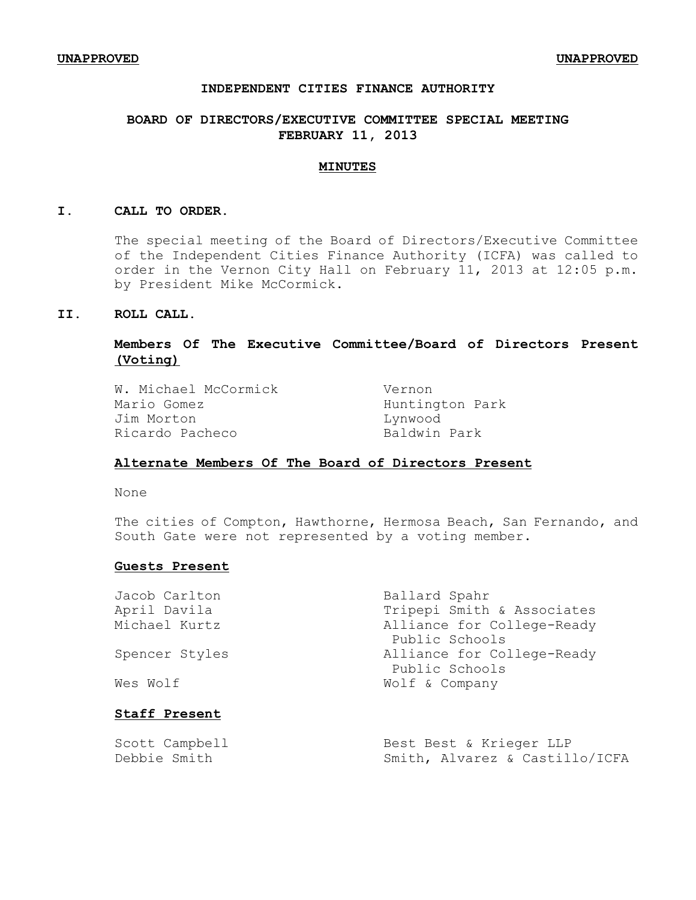**UNAPPROVED** **UNAPPROVED**

# INDEPENDENT CITIES FINANCE AUTHORITY

## BOARD OF DIRECTORS/EXECUTIVE COMMITTEE SPECIAL MEETING FEBRUARY 11, 2013

## MINUTES

### I. CALL TO ORDER.

The special meeting of the Board of Directors/Executive Committee of the Independent Cities Finance Authority (ICFA) was called to order in the Vernon City Hall on February 11, 2013 at 12:05 p.m. by President Mike McCormick.

### II. ROLL CALL.

**Members Of The Executive Committee/Board of Directors Present (Voting)**

| | |
|---|---|
| W. Michael McCormick | Vernon |
| Mario Gomez | Huntington Park |
| Jim Morton | Lynwood |
| Ricardo Pacheco | Baldwin Park |

**Alternate Members Of The Board of Directors Present**

None

The cities of Compton, Hawthorne, Hermosa Beach, San Fernando, and South Gate were not represented by a voting member.

**Guests Present**

| | |
|---|---|
| Jacob Carlton | Ballard Spahr |
| April Davila | Tripepi Smith & Associates |
| Michael Kurtz | Alliance for College-Ready Public Schools |
| Spencer Styles | Alliance for College-Ready Public Schools |
| Wes Wolf | Wolf & Company |

**Staff Present**

| | |
|---|---|
| Scott Campbell | Best Best & Krieger LLP |
| Debbie Smith | Smith, Alvarez & Castillo/ICFA |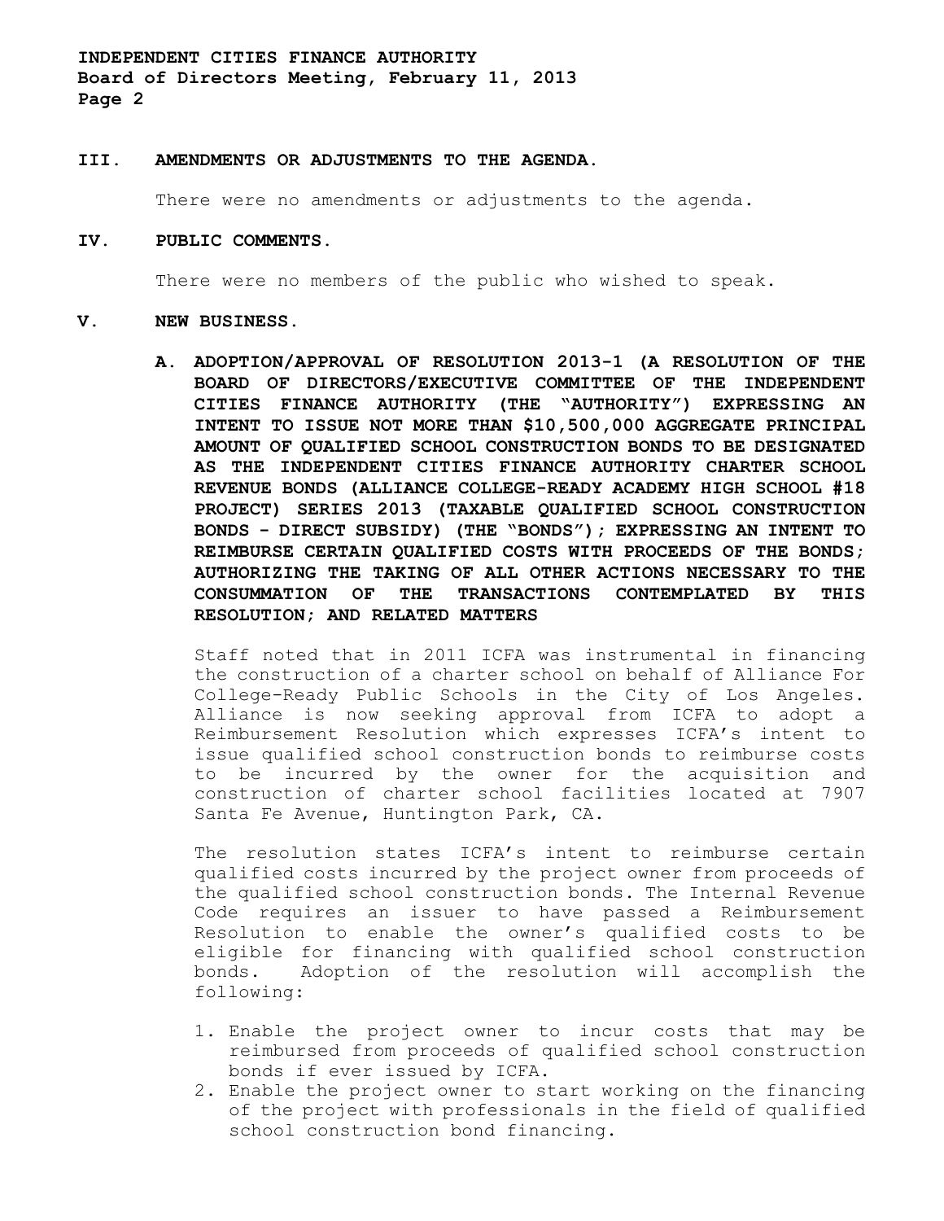## III. AMENDMENTS OR ADJUSTMENTS TO THE AGENDA.

There were no amendments or adjustments to the agenda.

## IV. PUBLIC COMMENTS.

There were no members of the public who wished to speak.

## V. NEW BUSINESS.

### A. ADOPTION/APPROVAL OF RESOLUTION 2013-1 (A RESOLUTION OF THE BOARD OF DIRECTORS/EXECUTIVE COMMITTEE OF THE INDEPENDENT CITIES FINANCE AUTHORITY (THE "AUTHORITY") EXPRESSING AN INTENT TO ISSUE NOT MORE THAN $10,500,000 AGGREGATE PRINCIPAL AMOUNT OF QUALIFIED SCHOOL CONSTRUCTION BONDS TO BE DESIGNATED AS THE INDEPENDENT CITIES FINANCE AUTHORITY CHARTER SCHOOL REVENUE BONDS (ALLIANCE COLLEGE-READY ACADEMY HIGH SCHOOL #18 PROJECT) SERIES 2013 (TAXABLE QUALIFIED SCHOOL CONSTRUCTION BONDS - DIRECT SUBSIDY) (THE "BONDS"); EXPRESSING AN INTENT TO REIMBURSE CERTAIN QUALIFIED COSTS WITH PROCEEDS OF THE BONDS; AUTHORIZING THE TAKING OF ALL OTHER ACTIONS NECESSARY TO THE CONSUMMATION OF THE TRANSACTIONS CONTEMPLATED BY THIS RESOLUTION; AND RELATED MATTERS

Staff noted that in 2011 ICFA was instrumental in financing the construction of a charter school on behalf of Alliance For College-Ready Public Schools in the City of Los Angeles. Alliance is now seeking approval from ICFA to adopt a Reimbursement Resolution which expresses ICFA's intent to issue qualified school construction bonds to reimburse costs to be incurred by the owner for the acquisition and construction of charter school facilities located at 7907 Santa Fe Avenue, Huntington Park, CA.

The resolution states ICFA's intent to reimburse certain qualified costs incurred by the project owner from proceeds of the qualified school construction bonds. The Internal Revenue Code requires an issuer to have passed a Reimbursement Resolution to enable the owner's qualified costs to be eligible for financing with qualified school construction bonds. Adoption of the resolution will accomplish the following:

1. Enable the project owner to incur costs that may be reimbursed from proceeds of qualified school construction bonds if ever issued by ICFA.
2. Enable the project owner to start working on the financing of the project with professionals in the field of qualified school construction bond financing.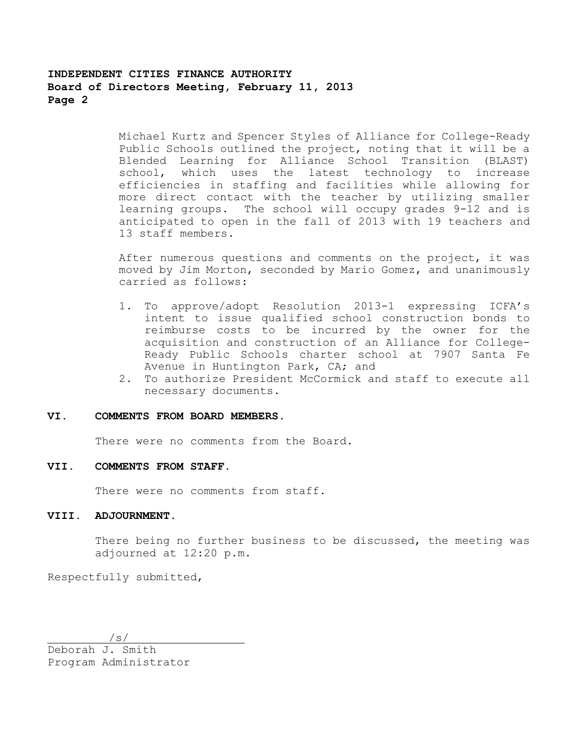Michael Kurtz and Spencer Styles of Alliance for College-Ready Public Schools outlined the project, noting that it will be a Blended Learning for Alliance School Transition (BLAST) school, which uses the latest technology to increase efficiencies in staffing and facilities while allowing for more direct contact with the teacher by utilizing smaller learning groups. The school will occupy grades 9-12 and is anticipated to open in the fall of 2013 with 19 teachers and 13 staff members.

After numerous questions and comments on the project, it was moved by Jim Morton, seconded by Mario Gomez, and unanimously carried as follows:

1. To approve/adopt Resolution 2013-1 expressing ICFA's intent to issue qualified school construction bonds to reimburse costs to be incurred by the owner for the acquisition and construction of an Alliance for College-Ready Public Schools charter school at 7907 Santa Fe Avenue in Huntington Park, CA; and
2. To authorize President McCormick and staff to execute all necessary documents.

**VI. COMMENTS FROM BOARD MEMBERS.**

There were no comments from the Board.

**VII. COMMENTS FROM STAFF.**

There were no comments from staff.

**VIII. ADJOURNMENT.**

There being no further business to be discussed, the meeting was adjourned at 12:20 p.m.

Respectfully submitted,

/s/

Deborah J. Smith
Program Administrator